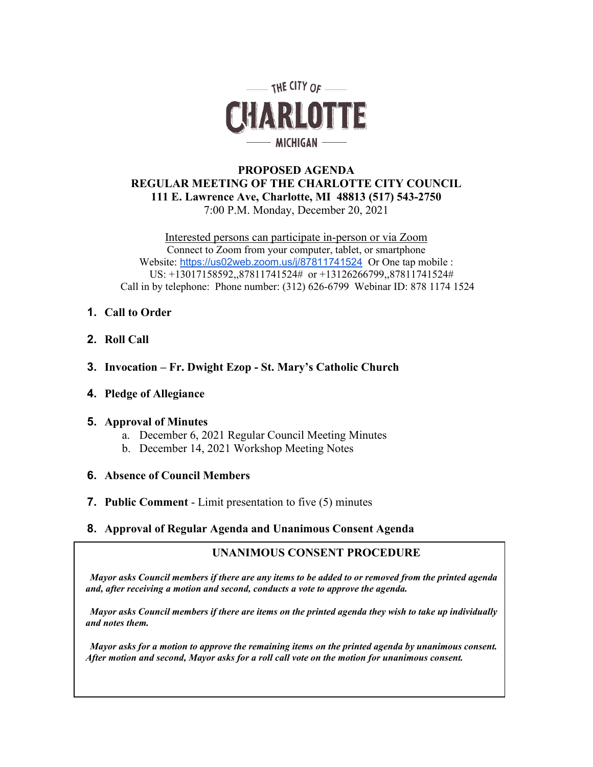THE CITY OF

# CHARLOTTE

MICHIGAN

**PROPOSED AGENDA**
**REGULAR MEETING OF THE CHARLOTTE CITY COUNCIL**
**111 E. Lawrence Ave, Charlotte, MI 48813 (517) 543-2750**
7:00 P.M. Monday, December 20, 2021

Interested persons can participate in-person or via Zoom
Connect to Zoom from your computer, tablet, or smartphone
Website: [https://us02web.zoom.us/j/87811741524](https://us02web.zoom.us/j/87811741524) Or One tap mobile :
US: +13017158592,,87811741524# or +13126266799,,87811741524#
Call in by telephone: Phone number: (312) 626-6799 Webinar ID: 878 1174 1524

1. **Call to Order**

2. **Roll Call**

3. **Invocation – Fr. Dwight Ezop - St. Mary's Catholic Church**

4. **Pledge of Allegiance**

5. **Approval of Minutes**
   a. December 6, 2021 Regular Council Meeting Minutes
   b. December 14, 2021 Workshop Meeting Notes

6. **Absence of Council Members**

7. **Public Comment** - Limit presentation to five (5) minutes

8. **Approval of Regular Agenda and Unanimous Consent Agenda**

**UNANIMOUS CONSENT PROCEDURE**

***Mayor asks Council members if there are any items to be added to or removed from the printed agenda and, after receiving a motion and second, conducts a vote to approve the agenda.***

***Mayor asks Council members if there are items on the printed agenda they wish to take up individually and notes them.***

***Mayor asks for a motion to approve the remaining items on the printed agenda by unanimous consent. After motion and second, Mayor asks for a roll call vote on the motion for unanimous consent.***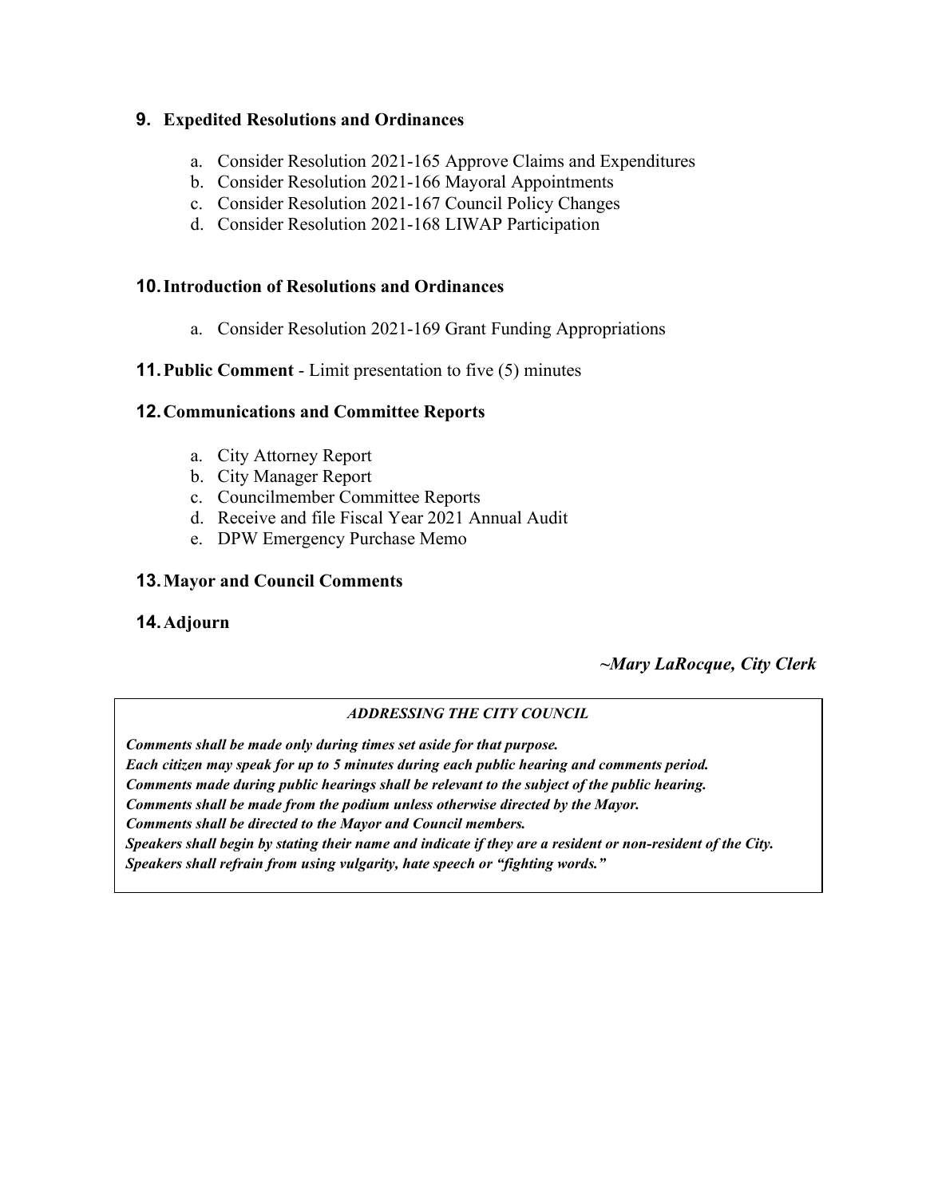## 9. Expedited Resolutions and Ordinances

a. Consider Resolution 2021-165 Approve Claims and Expenditures
b. Consider Resolution 2021-166 Mayoral Appointments
c. Consider Resolution 2021-167 Council Policy Changes
d. Consider Resolution 2021-168 LIWAP Participation

## 10. Introduction of Resolutions and Ordinances

a. Consider Resolution 2021-169 Grant Funding Appropriations

## 11. Public Comment - Limit presentation to five (5) minutes

## 12. Communications and Committee Reports

a. City Attorney Report
b. City Manager Report
c. Councilmember Committee Reports
d. Receive and file Fiscal Year 2021 Annual Audit
e. DPW Emergency Purchase Memo

## 13. Mayor and Council Comments

## 14. Adjourn

***~Mary LaRocque, City Clerk***

***ADDRESSING THE CITY COUNCIL***

***Comments shall be made only during times set aside for that purpose.***
***Each citizen may speak for up to 5 minutes during each public hearing and comments period.***
***Comments made during public hearings shall be relevant to the subject of the public hearing.***
***Comments shall be made from the podium unless otherwise directed by the Mayor.***
***Comments shall be directed to the Mayor and Council members.***
***Speakers shall begin by stating their name and indicate if they are a resident or non-resident of the City.***
***Speakers shall refrain from using vulgarity, hate speech or "fighting words."***